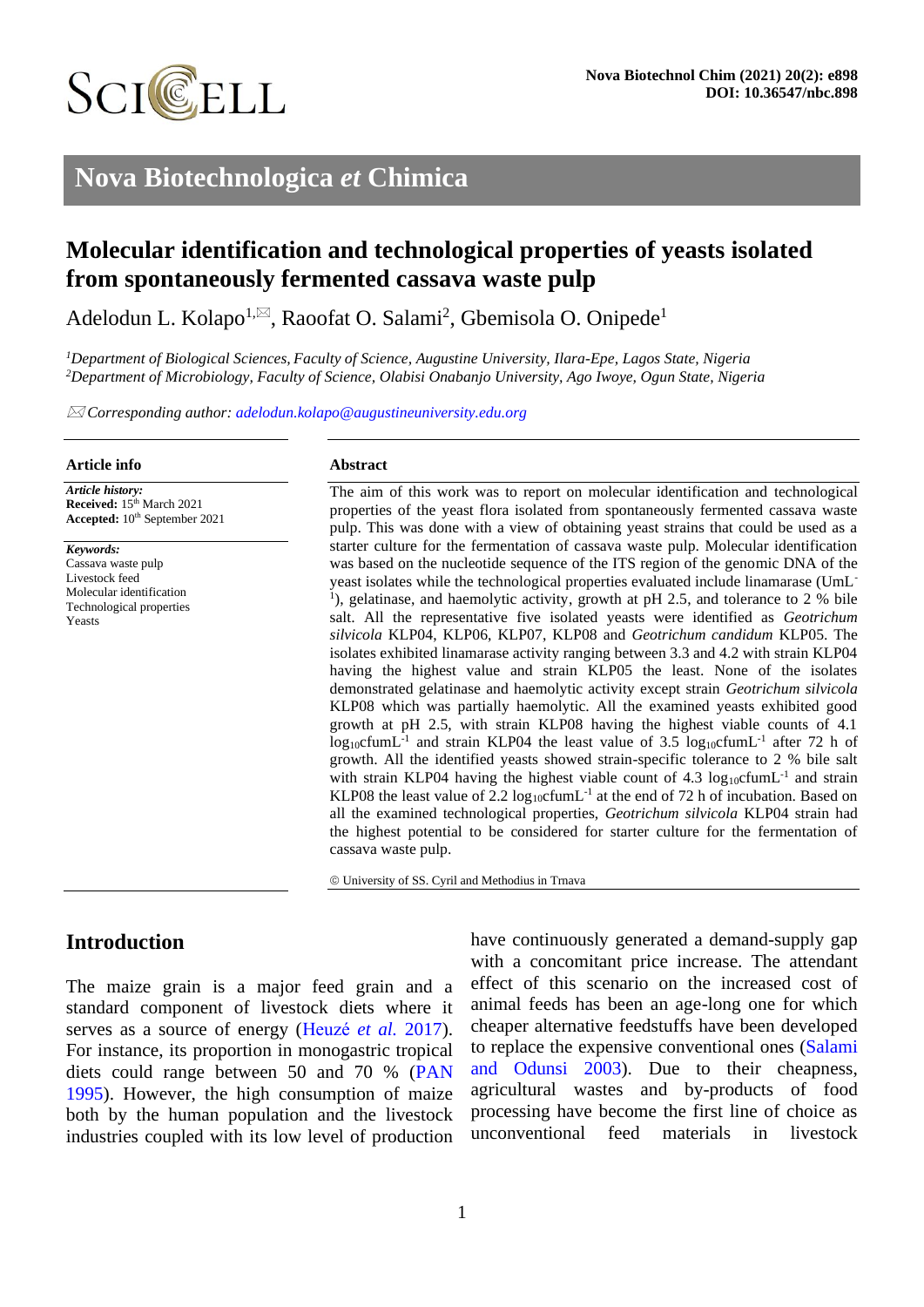# Nova Biotechnologica *et* Chimica

## Molecular identification and technological properties of yeasts isolated from spontaneously fermented cassava waste pulp

Adelodun L. Kolapo[1,✉], Raoofat O. Salami[2], Gbemisola O. Onipede[1]

*[1]Department of Biological Sciences, Faculty of Science, Augustine University, Ilara-Epe, Lagos State, Nigeria*
*[2]Department of Microbiology, Faculty of Science, Olabisi Onabanjo University, Ago Iwoye, Ogun State, Nigeria*

✉ *Corresponding author: adelodun.kolapo@augustineuniversity.edu.org*

### Article info

***Article history:***
**Received:** 15th March 2021
**Accepted:** 10th September 2021

***Keywords:***
Cassava waste pulp
Livestock feed
Molecular identification
Technological properties
Yeasts

### Abstract

The aim of this work was to report on molecular identification and technological properties of the yeast flora isolated from spontaneously fermented cassava waste pulp. This was done with a view of obtaining yeast strains that could be used as a starter culture for the fermentation of cassava waste pulp. Molecular identification was based on the nucleotide sequence of the ITS region of the genomic DNA of the yeast isolates while the technological properties evaluated include linamarase ($\text{UmL}^{-1}$), gelatinase, and haemolytic activity, growth at pH 2.5, and tolerance to 2 % bile salt. All the representative five isolated yeasts were identified as *Geotrichum silvicola* KLP04, KLP06, KLP07, KLP08 and *Geotrichum candidum* KLP05. The isolates exhibited linamarase activity ranging between 3.3 and 4.2 with strain KLP04 having the highest value and strain KLP05 the least. None of the isolates demonstrated gelatinase and haemolytic activity except strain *Geotrichum silvicola* KLP08 which was partially haemolytic. All the examined yeasts exhibited good growth at pH 2.5, with strain KLP08 having the highest viable counts of 4.1 $\log_{10}\text{cfumL}^{-1}$ and strain KLP04 the least value of 3.5 $\log_{10}\text{cfumL}^{-1}$ after 72 h of growth. All the identified yeasts showed strain-specific tolerance to 2 % bile salt with strain KLP04 having the highest viable count of 4.3 $\log_{10}\text{cfumL}^{-1}$ and strain KLP08 the least value of 2.2 $\log_{10}\text{cfumL}^{-1}$ at the end of 72 h of incubation. Based on all the examined technological properties, *Geotrichum silvicola* KLP04 strain had the highest potential to be considered for starter culture for the fermentation of cassava waste pulp.

© University of SS. Cyril and Methodius in Trnava

## Introduction

The maize grain is a major feed grain and a standard component of livestock diets where it serves as a source of energy (Heuzé *et al.* 2017). For instance, its proportion in monogastric tropical diets could range between 50 and 70 % (PAN 1995). However, the high consumption of maize both by the human population and the livestock industries coupled with its low level of production have continuously generated a demand-supply gap with a concomitant price increase. The attendant effect of this scenario on the increased cost of animal feeds has been an age-long one for which cheaper alternative feedstuffs have been developed to replace the expensive conventional ones (Salami and Odunsi 2003). Due to their cheapness, agricultural wastes and by-products of food processing have become the first line of choice as unconventional feed materials in livestock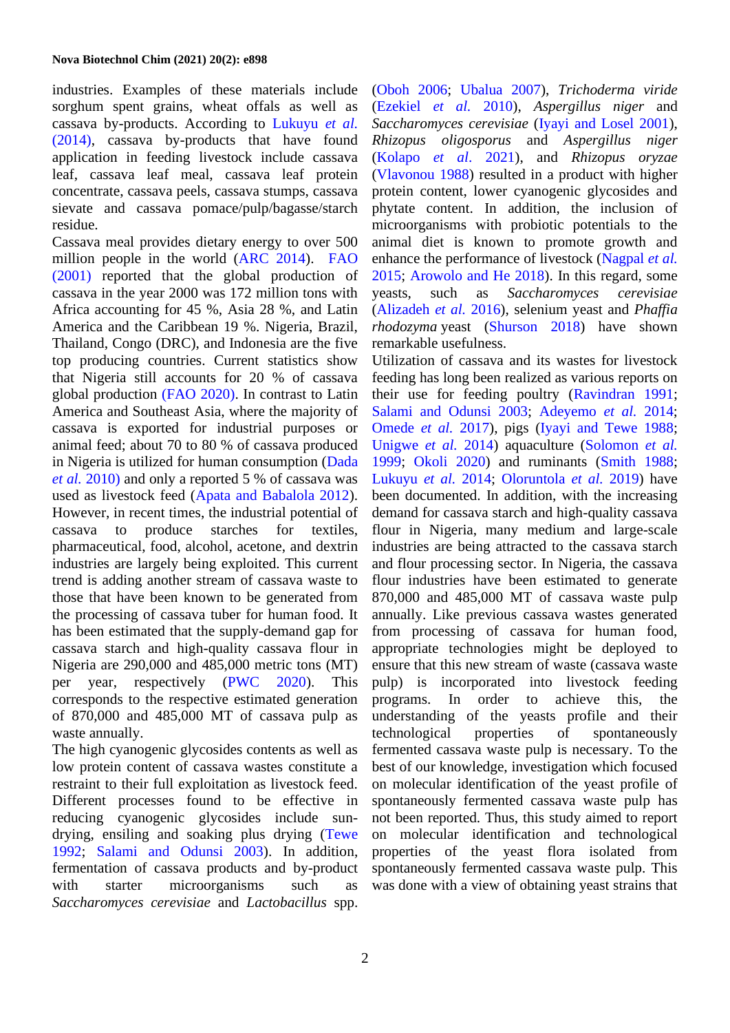industries. Examples of these materials include sorghum spent grains, wheat offals as well as cassava by-products. According to Lukuyu *et al.* (2014), cassava by-products that have found application in feeding livestock include cassava leaf, cassava leaf meal, cassava leaf protein concentrate, cassava peels, cassava stumps, cassava sievate and cassava pomace/pulp/bagasse/starch residue.

Cassava meal provides dietary energy to over 500 million people in the world (ARC 2014). FAO (2001) reported that the global production of cassava in the year 2000 was 172 million tons with Africa accounting for 45 %, Asia 28 %, and Latin America and the Caribbean 19 %. Nigeria, Brazil, Thailand, Congo (DRC), and Indonesia are the five top producing countries. Current statistics show that Nigeria still accounts for 20 % of cassava global production (FAO 2020). In contrast to Latin America and Southeast Asia, where the majority of cassava is exported for industrial purposes or animal feed; about 70 to 80 % of cassava produced in Nigeria is utilized for human consumption (Dada *et al.* 2010) and only a reported 5 % of cassava was used as livestock feed (Apata and Babalola 2012). However, in recent times, the industrial potential of cassava to produce starches for textiles, pharmaceutical, food, alcohol, acetone, and dextrin industries are largely being exploited. This current trend is adding another stream of cassava waste to those that have been known to be generated from the processing of cassava tuber for human food. It has been estimated that the supply-demand gap for cassava starch and high-quality cassava flour in Nigeria are 290,000 and 485,000 metric tons (MT) per year, respectively (PWC 2020). This corresponds to the respective estimated generation of 870,000 and 485,000 MT of cassava pulp as waste annually.

The high cyanogenic glycosides contents as well as low protein content of cassava wastes constitute a restraint to their full exploitation as livestock feed. Different processes found to be effective in reducing cyanogenic glycosides include sun-drying, ensiling and soaking plus drying (Tewe 1992; Salami and Odunsi 2003). In addition, fermentation of cassava products and by-product with starter microorganisms such as *Saccharomyces cerevisiae* and *Lactobacillus* spp. (Oboh 2006; Ubalua 2007), *Trichoderma viride* (Ezekiel *et al.* 2010), *Aspergillus niger* and *Saccharomyces cerevisiae* (Iyayi and Losel 2001), *Rhizopus oligosporus* and *Aspergillus niger* (Kolapo *et al.* 2021), and *Rhizopus oryzae* (Vlavonou 1988) resulted in a product with higher protein content, lower cyanogenic glycosides and phytate content. In addition, the inclusion of microorganisms with probiotic potentials to the animal diet is known to promote growth and enhance the performance of livestock (Nagpal *et al.* 2015; Arowolo and He 2018). In this regard, some yeasts, such as *Saccharomyces cerevisiae* (Alizadeh *et al.* 2016), selenium yeast and *Phaffia rhodozyma* yeast (Shurson 2018) have shown remarkable usefulness.

Utilization of cassava and its wastes for livestock feeding has long been realized as various reports on their use for feeding poultry (Ravindran 1991; Salami and Odunsi 2003; Adeyemo *et al.* 2014; Omede *et al.* 2017), pigs (Iyayi and Tewe 1988; Unigwe *et al.* 2014) aquaculture (Solomon *et al.* 1999; Okoli 2020) and ruminants (Smith 1988; Lukuyu *et al.* 2014; Oloruntola *et al.* 2019) have been documented. In addition, with the increasing demand for cassava starch and high-quality cassava flour in Nigeria, many medium and large-scale industries are being attracted to the cassava starch and flour processing sector. In Nigeria, the cassava starch and high-quality cassava flour industries have been estimated to generate 870,000 and 485,000 MT of cassava waste pulp annually. Like previous cassava wastes generated from processing of cassava for human food, appropriate technologies might be deployed to ensure that this new stream of waste (cassava waste pulp) is incorporated into livestock feeding programs. In order to achieve this, the understanding of the yeasts profile and their technological properties of spontaneously fermented cassava waste pulp is necessary. To the best of our knowledge, investigation which focused on molecular identification of the yeast profile of spontaneously fermented cassava waste pulp has not been reported. Thus, this study aimed to report on molecular identification and technological properties of the yeast flora isolated from spontaneously fermented cassava waste pulp. This was done with a view of obtaining yeast strains that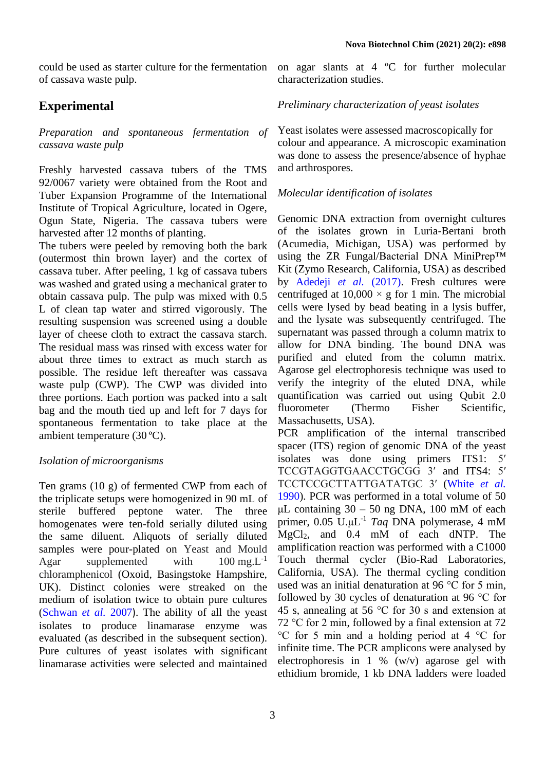could be used as starter culture for the fermentation of cassava waste pulp.

## Experimental

*Preparation and spontaneous fermentation of cassava waste pulp*

Freshly harvested cassava tubers of the TMS 92/0067 variety were obtained from the Root and Tuber Expansion Programme of the International Institute of Tropical Agriculture, located in Ogere, Ogun State, Nigeria. The cassava tubers were harvested after 12 months of planting.
The tubers were peeled by removing both the bark (outermost thin brown layer) and the cortex of cassava tuber. After peeling, 1 kg of cassava tubers was washed and grated using a mechanical grater to obtain cassava pulp. The pulp was mixed with 0.5 L of clean tap water and stirred vigorously. The resulting suspension was screened using a double layer of cheese cloth to extract the cassava starch. The residual mass was rinsed with excess water for about three times to extract as much starch as possible. The residue left thereafter was cassava waste pulp (CWP). The CWP was divided into three portions. Each portion was packed into a salt bag and the mouth tied up and left for 7 days for spontaneous fermentation to take place at the ambient temperature (30 ºC).

*Isolation of microorganisms*

Ten grams (10 g) of fermented CWP from each of the triplicate setups were homogenized in 90 mL of sterile buffered peptone water. The three homogenates were ten-fold serially diluted using the same diluent. Aliquots of serially diluted samples were pour-plated on Yeast and Mould Agar supplemented with 100 mg.L$^{-1}$ chloramphenicol (Oxoid, Basingstoke Hampshire, UK). Distinct colonies were streaked on the medium of isolation twice to obtain pure cultures (Schwan *et al.* 2007). The ability of all the yeast isolates to produce linamarase enzyme was evaluated (as described in the subsequent section). Pure cultures of yeast isolates with significant linamarase activities were selected and maintained on agar slants at 4 ºC for further molecular characterization studies.

*Preliminary characterization of yeast isolates*

Yeast isolates were assessed macroscopically for colour and appearance. A microscopic examination was done to assess the presence/absence of hyphae and arthrospores.

*Molecular identification of isolates*

Genomic DNA extraction from overnight cultures of the isolates grown in Luria-Bertani broth (Acumedia, Michigan, USA) was performed by using the ZR Fungal/Bacterial DNA MiniPrep™ Kit (Zymo Research, California, USA) as described by Adedeji *et al.* (2017). Fresh cultures were centrifuged at 10,000 × g for 1 min. The microbial cells were lysed by bead beating in a lysis buffer, and the lysate was subsequently centrifuged. The supernatant was passed through a column matrix to allow for DNA binding. The bound DNA was purified and eluted from the column matrix. Agarose gel electrophoresis technique was used to verify the integrity of the eluted DNA, while quantification was carried out using Qubit 2.0 fluorometer (Thermo Fisher Scientific, Massachusetts, USA).
PCR amplification of the internal transcribed spacer (ITS) region of genomic DNA of the yeast isolates was done using primers ITS1: 5′ TCCGTAGGTGAACCTGCGG 3′ and ITS4: 5′ TCCTCCGCTTATTGATATGC 3′ (White *et al.* 1990). PCR was performed in a total volume of 50 µL containing 30 – 50 ng DNA, 100 mM of each primer, 0.05 U.µL$^{-1}$ *Taq* DNA polymerase, 4 mM $MgCl_2$, and 0.4 mM of each dNTP. The amplification reaction was performed with a C1000 Touch thermal cycler (Bio-Rad Laboratories, California, USA). The thermal cycling condition used was an initial denaturation at 96 °C for 5 min, followed by 30 cycles of denaturation at 96 °C for 45 s, annealing at 56 °C for 30 s and extension at 72 °C for 2 min, followed by a final extension at 72 °C for 5 min and a holding period at 4 °C for infinite time. The PCR amplicons were analysed by electrophoresis in 1 % (w/v) agarose gel with ethidium bromide, 1 kb DNA ladders were loaded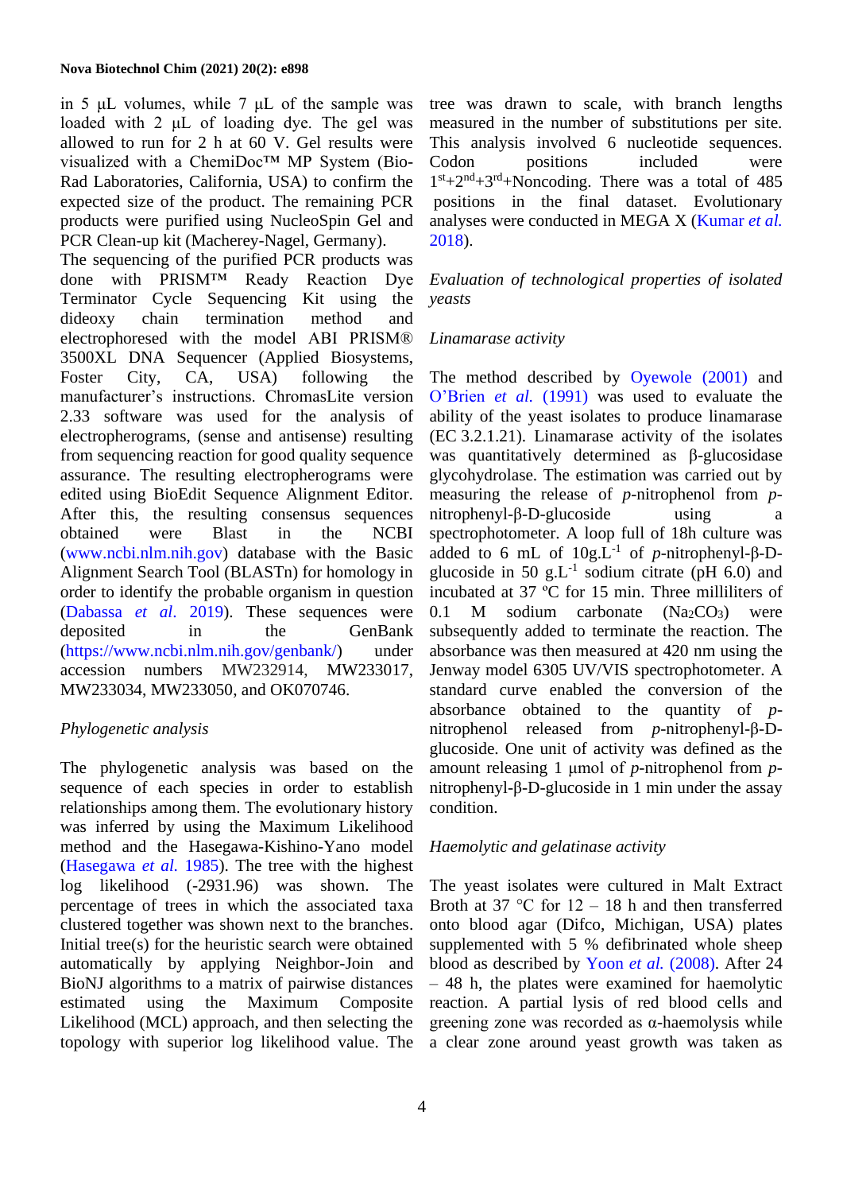in 5 µL volumes, while 7 µL of the sample was loaded with 2 µL of loading dye. The gel was allowed to run for 2 h at 60 V. Gel results were visualized with a ChemiDoc™ MP System (Bio-Rad Laboratories, California, USA) to confirm the expected size of the product. The remaining PCR products were purified using NucleoSpin Gel and PCR Clean-up kit (Macherey-Nagel, Germany).

The sequencing of the purified PCR products was done with PRISM™ Ready Reaction Dye Terminator Cycle Sequencing Kit using the dideoxy chain termination method and electrophoresed with the model ABI PRISM® 3500XL DNA Sequencer (Applied Biosystems, Foster City, CA, USA) following the manufacturer's instructions. ChromasLite version 2.33 software was used for the analysis of electropherograms, (sense and antisense) resulting from sequencing reaction for good quality sequence assurance. The resulting electropherograms were edited using BioEdit Sequence Alignment Editor. After this, the resulting consensus sequences obtained were Blast in the NCBI (www.ncbi.nlm.nih.gov) database with the Basic Alignment Search Tool (BLASTn) for homology in order to identify the probable organism in question (Dabassa *et al*. 2019). These sequences were deposited in the GenBank (https://www.ncbi.nlm.nih.gov/genbank/) under accession numbers MW232914, MW233017, MW233034, MW233050, and OK070746.

*Phylogenetic analysis*

The phylogenetic analysis was based on the sequence of each species in order to establish relationships among them. The evolutionary history was inferred by using the Maximum Likelihood method and the Hasegawa-Kishino-Yano model (Hasegawa *et al.* 1985). The tree with the highest log likelihood (-2931.96) was shown. The percentage of trees in which the associated taxa clustered together was shown next to the branches. Initial tree(s) for the heuristic search were obtained automatically by applying Neighbor-Join and BioNJ algorithms to a matrix of pairwise distances estimated using the Maximum Composite Likelihood (MCL) approach, and then selecting the topology with superior log likelihood value. The tree was drawn to scale, with branch lengths measured in the number of substitutions per site. This analysis involved 6 nucleotide sequences. Codon positions included were $1^{st}+2^{nd}+3^{rd}$+Noncoding. There was a total of 485 positions in the final dataset. Evolutionary analyses were conducted in MEGA X (Kumar *et al.* 2018).

*Evaluation of technological properties of isolated yeasts*

*Linamarase activity*

The method described by Oyewole (2001) and O'Brien *et al.* (1991) was used to evaluate the ability of the yeast isolates to produce linamarase (EC 3.2.1.21). Linamarase activity of the isolates was quantitatively determined as β-glucosidase glycohydrolase. The estimation was carried out by measuring the release of *p*-nitrophenol from *p*-nitrophenyl-β-D-glucoside using a spectrophotometer. A loop full of 18h culture was added to 6 mL of $10 g.L^{-1}$ of *p*-nitrophenyl-β-D-glucoside in $50 g.L^{-1}$ sodium citrate (pH 6.0) and incubated at 37 ºC for 15 min. Three milliliters of 0.1 M sodium carbonate ($Na_2CO_3$) were subsequently added to terminate the reaction. The absorbance was then measured at 420 nm using the Jenway model 6305 UV/VIS spectrophotometer. A standard curve enabled the conversion of the absorbance obtained to the quantity of *p*-nitrophenol released from *p*-nitrophenyl-β-D-glucoside. One unit of activity was defined as the amount releasing 1 µmol of *p*-nitrophenol from *p*-nitrophenyl-β-D-glucoside in 1 min under the assay condition.

*Haemolytic and gelatinase activity*

The yeast isolates were cultured in Malt Extract Broth at 37 °C for 12 – 18 h and then transferred onto blood agar (Difco, Michigan, USA) plates supplemented with 5 % defibrinated whole sheep blood as described by Yoon *et al.* (2008). After 24 – 48 h, the plates were examined for haemolytic reaction. A partial lysis of red blood cells and greening zone was recorded as α-haemolysis while a clear zone around yeast growth was taken as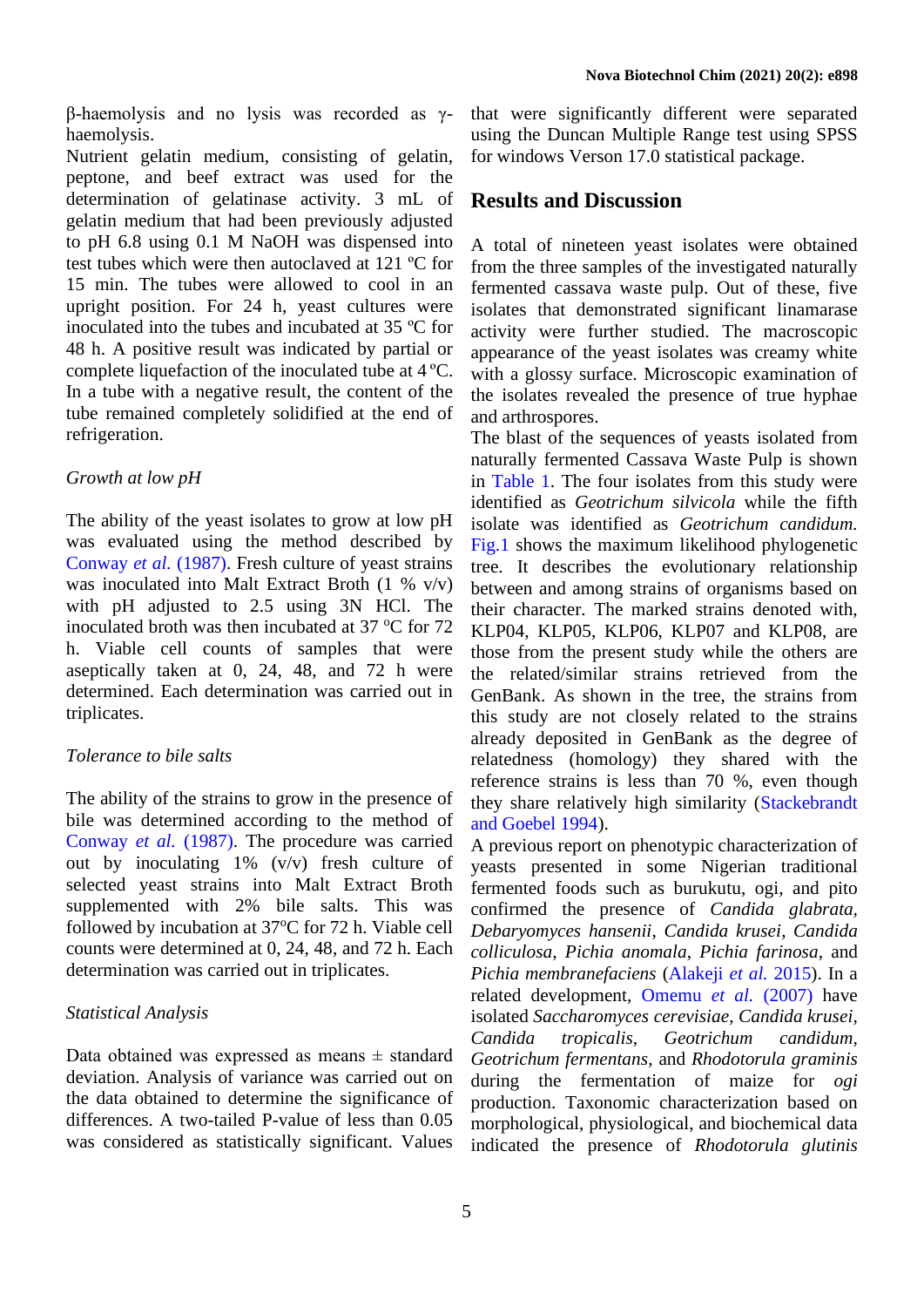β-haemolysis and no lysis was recorded as γ-haemolysis.

Nutrient gelatin medium, consisting of gelatin, peptone, and beef extract was used for the determination of gelatinase activity. 3 mL of gelatin medium that had been previously adjusted to pH 6.8 using 0.1 M NaOH was dispensed into test tubes which were then autoclaved at 121 ºC for 15 min. The tubes were allowed to cool in an upright position. For 24 h, yeast cultures were inoculated into the tubes and incubated at 35 ºC for 48 h. A positive result was indicated by partial or complete liquefaction of the inoculated tube at 4 ºC. In a tube with a negative result, the content of the tube remained completely solidified at the end of refrigeration.

*Growth at low pH*

The ability of the yeast isolates to grow at low pH was evaluated using the method described by Conway *et al.* (1987). Fresh culture of yeast strains was inoculated into Malt Extract Broth (1 % v/v) with pH adjusted to 2.5 using 3N HCl. The inoculated broth was then incubated at 37 ºC for 72 h. Viable cell counts of samples that were aseptically taken at 0, 24, 48, and 72 h were determined. Each determination was carried out in triplicates.

*Tolerance to bile salts*

The ability of the strains to grow in the presence of bile was determined according to the method of Conway *et al.* (1987). The procedure was carried out by inoculating 1% (v/v) fresh culture of selected yeast strains into Malt Extract Broth supplemented with 2% bile salts. This was followed by incubation at 37ºC for 72 h. Viable cell counts were determined at 0, 24, 48, and 72 h. Each determination was carried out in triplicates.

*Statistical Analysis*

Data obtained was expressed as means ± standard deviation. Analysis of variance was carried out on the data obtained to determine the significance of differences. A two-tailed P-value of less than 0.05 was considered as statistically significant. Values that were significantly different were separated using the Duncan Multiple Range test using SPSS for windows Verson 17.0 statistical package.

## Results and Discussion

A total of nineteen yeast isolates were obtained from the three samples of the investigated naturally fermented cassava waste pulp. Out of these, five isolates that demonstrated significant linamarase activity were further studied. The macroscopic appearance of the yeast isolates was creamy white with a glossy surface. Microscopic examination of the isolates revealed the presence of true hyphae and arthrospores.

The blast of the sequences of yeasts isolated from naturally fermented Cassava Waste Pulp is shown in Table 1. The four isolates from this study were identified as *Geotrichum silvicola* while the fifth isolate was identified as *Geotrichum candidum.* Fig.1 shows the maximum likelihood phylogenetic tree. It describes the evolutionary relationship between and among strains of organisms based on their character. The marked strains denoted with, KLP04, KLP05, KLP06, KLP07 and KLP08, are those from the present study while the others are the related/similar strains retrieved from the GenBank. As shown in the tree, the strains from this study are not closely related to the strains already deposited in GenBank as the degree of relatedness (homology) they shared with the reference strains is less than 70 %, even though they share relatively high similarity (Stackebrandt and Goebel 1994).

A previous report on phenotypic characterization of yeasts presented in some Nigerian traditional fermented foods such as burukutu, ogi, and pito confirmed the presence of *Candida glabrata*, *Debaryomyces hansenii*, *Candida krusei*, *Candida colliculosa*, *Pichia anomala*, *Pichia farinosa*, and *Pichia membranefaciens* (Alakeji *et al.* 2015). In a related development, Omemu *et al.* (2007) have isolated *Saccharomyces cerevisiae*, *Candida krusei*, *Candida tropicalis*, *Geotrichum candidum*, *Geotrichum fermentans*, and *Rhodotorula graminis* during the fermentation of maize for *ogi* production. Taxonomic characterization based on morphological, physiological, and biochemical data indicated the presence of *Rhodotorula glutinis*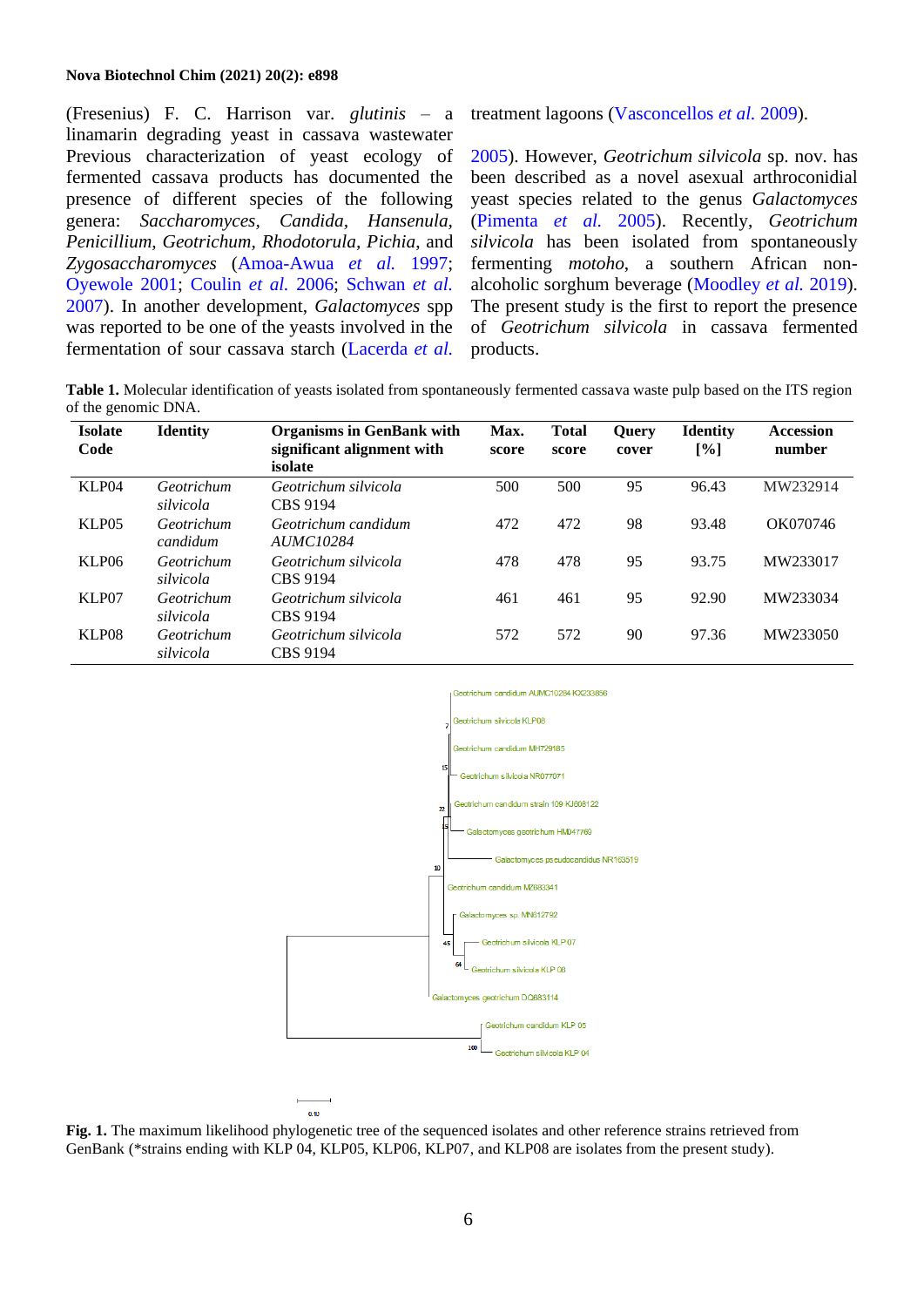(Fresenius) F. C. Harrison var. *glutinis* – a linamarin degrading yeast in cassava wastewater treatment lagoons (Vasconcellos *et al.* 2009).

Previous characterization of yeast ecology of fermented cassava products has documented the presence of different species of the following genera: *Saccharomyces*, *Candida*, *Hansenula*, *Penicillium*, *Geotrichum*, *Rhodotorula*, *Pichia*, and *Zygosaccharomyces* (Amoa-Awua *et al.* 1997; Oyewole 2001; Coulin *et al.* 2006; Schwan *et al.* 2007). In another development, *Galactomyces* spp was reported to be one of the yeasts involved in the fermentation of sour cassava starch (Lacerda *et al.* 2005). However, *Geotrichum silvicola* sp. nov. has been described as a novel asexual arthroconidial yeast species related to the genus *Galactomyces* (Pimenta *et al.* 2005). Recently, *Geotrichum silvicola* has been isolated from spontaneously fermenting *motoho*, a southern African non-alcoholic sorghum beverage (Moodley *et al.* 2019). The present study is the first to report the presence of *Geotrichum silvicola* in cassava fermented products.

**Table 1.** Molecular identification of yeasts isolated from spontaneously fermented cassava waste pulp based on the ITS region of the genomic DNA.

| Isolate Code | Identity | Organisms in GenBank with significant alignment with isolate | Max. score | Total score | Query cover | Identity [%] | Accession number |
|---|---|---|---|---|---|---|---|
| KLP04 | *Geotrichum silvicola* | *Geotrichum silvicola* CBS 9194 | 500 | 500 | 95 | 96.43 | MW232914 |
| KLP05 | *Geotrichum candidum* | *Geotrichum candidum AUMC10284* | 472 | 472 | 98 | 93.48 | OK070746 |
| KLP06 | *Geotrichum silvicola* | *Geotrichum silvicola* CBS 9194 | 478 | 478 | 95 | 93.75 | MW233017 |
| KLP07 | *Geotrichum silvicola* | *Geotrichum silvicola* CBS 9194 | 461 | 461 | 95 | 92.90 | MW233034 |
| KLP08 | *Geotrichum silvicola* | *Geotrichum silvicola* CBS 9194 | 572 | 572 | 90 | 97.36 | MW233050 |

**Fig. 1.** The maximum likelihood phylogenetic tree of the sequenced isolates and other reference strains retrieved from GenBank (*strains ending with KLP 04, KLP05, KLP06, KLP07, and KLP08 are isolates from the present study).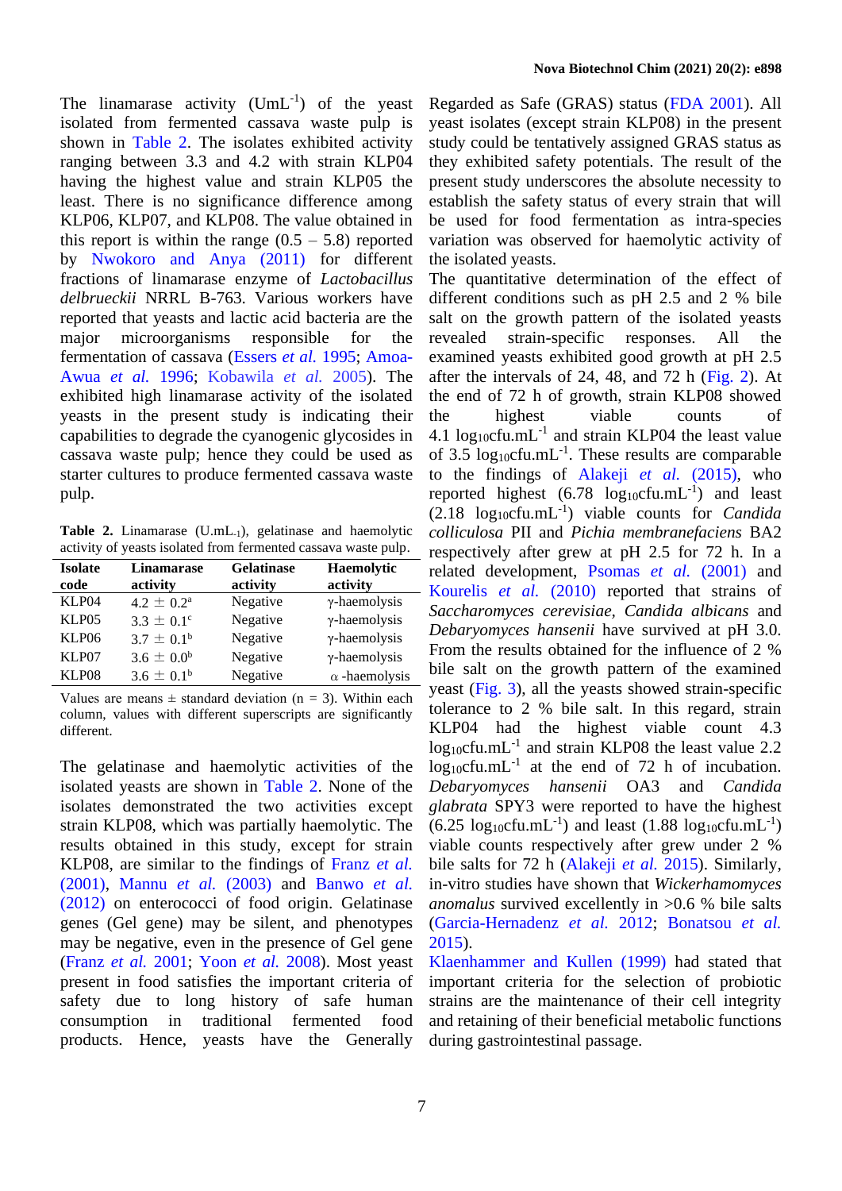The linamarase activity ($UmL^{-1}$) of the yeast isolated from fermented cassava waste pulp is shown in Table 2. The isolates exhibited activity ranging between 3.3 and 4.2 with strain KLP04 having the highest value and strain KLP05 the least. There is no significance difference among KLP06, KLP07, and KLP08. The value obtained in this report is within the range (0.5 – 5.8) reported by Nwokoro and Anya (2011) for different fractions of linamarase enzyme of *Lactobacillus delbrueckii* NRRL B-763. Various workers have reported that yeasts and lactic acid bacteria are the major microorganisms responsible for the fermentation of cassava (Essers *et al.* 1995; Amoa-Awua *et al.* 1996; Kobawila *et al.* 2005). The exhibited high linamarase activity of the isolated yeasts in the present study is indicating their capabilities to degrade the cyanogenic glycosides in cassava waste pulp; hence they could be used as starter cultures to produce fermented cassava waste pulp.

**Table 2.** Linamarase ($U.mL_{-1}$), gelatinase and haemolytic activity of yeasts isolated from fermented cassava waste pulp.

| Isolate code | Linamarase activity | Gelatinase activity | Haemolytic activity |
|---|---|---|---|
| KLP04 | $4.2 \pm 0.2^{a}$ | Negative | γ-haemolysis |
| KLP05 | $3.3 \pm 0.1^{c}$ | Negative | γ-haemolysis |
| KLP06 | $3.7 \pm 0.1^{b}$ | Negative | γ-haemolysis |
| KLP07 | $3.6 \pm 0.0^{b}$ | Negative | γ-haemolysis |
| KLP08 | $3.6 \pm 0.1^{b}$ | Negative | α -haemolysis |

Values are means ± standard deviation (n = 3). Within each column, values with different superscripts are significantly different.

The gelatinase and haemolytic activities of the isolated yeasts are shown in Table 2. None of the isolates demonstrated the two activities except strain KLP08, which was partially haemolytic. The results obtained in this study, except for strain KLP08, are similar to the findings of Franz *et al.* (2001), Mannu *et al.* (2003) and Banwo *et al.* (2012) on enterococci of food origin. Gelatinase genes (Gel gene) may be silent, and phenotypes may be negative, even in the presence of Gel gene (Franz *et al.* 2001; Yoon *et al.* 2008). Most yeast present in food satisfies the important criteria of safety due to long history of safe human consumption in traditional fermented food products. Hence, yeasts have the Generally Regarded as Safe (GRAS) status (FDA 2001). All yeast isolates (except strain KLP08) in the present study could be tentatively assigned GRAS status as they exhibited safety potentials. The result of the present study underscores the absolute necessity to establish the safety status of every strain that will be used for food fermentation as intra-species variation was observed for haemolytic activity of the isolated yeasts.

The quantitative determination of the effect of different conditions such as pH 2.5 and 2 % bile salt on the growth pattern of the isolated yeasts revealed strain-specific responses. All the examined yeasts exhibited good growth at pH 2.5 after the intervals of 24, 48, and 72 h (Fig. 2). At the end of 72 h of growth, strain KLP08 showed the highest viable counts of 4.1 $log_{10}cfu.mL^{-1}$ and strain KLP04 the least value of 3.5 $log_{10}cfu.mL^{-1}$. These results are comparable to the findings of Alakeji *et al.* (2015), who reported highest (6.78 $log_{10}cfu.mL^{-1}$) and least (2.18 $log_{10}cfu.mL^{-1}$) viable counts for *Candida colliculosa* PII and *Pichia membranefaciens* BA2 respectively after grew at pH 2.5 for 72 h. In a related development, Psomas *et al.* (2001) and Kourelis *et al.* (2010) reported that strains of *Saccharomyces cerevisiae, Candida albicans* and *Debaryomyces hansenii* have survived at pH 3.0. From the results obtained for the influence of 2 % bile salt on the growth pattern of the examined yeast (Fig. 3), all the yeasts showed strain-specific tolerance to 2 % bile salt. In this regard, strain KLP04 had the highest viable count 4.3 $log_{10}cfu.mL^{-1}$ and strain KLP08 the least value 2.2 $log_{10}cfu.mL^{-1}$ at the end of 72 h of incubation. *Debaryomyces hansenii* OA3 and *Candida glabrata* SPY3 were reported to have the highest (6.25 $log_{10}cfu.mL^{-1}$) and least (1.88 $log_{10}cfu.mL^{-1}$) viable counts respectively after grew under 2 % bile salts for 72 h (Alakeji *et al.* 2015). Similarly, in-vitro studies have shown that *Wickerhamomyces anomalus* survived excellently in >0.6 % bile salts (Garcia-Hernadenz *et al.* 2012; Bonatsou *et al.* 2015).

Klaenhammer and Kullen (1999) had stated that important criteria for the selection of probiotic strains are the maintenance of their cell integrity and retaining of their beneficial metabolic functions during gastrointestinal passage.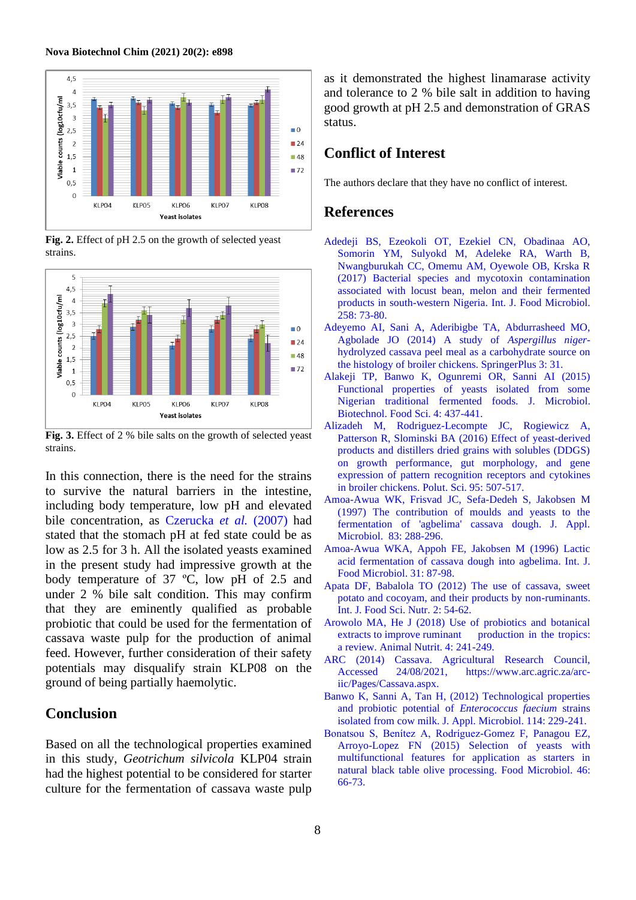Fig. 2. Effect of pH 2.5 on the growth of selected yeast strains.

Fig. 3. Effect of 2 % bile salts on the growth of selected yeast strains.

In this connection, there is the need for the strains to survive the natural barriers in the intestine, including body temperature, low pH and elevated bile concentration, as Czerucka *et al.* (2007) had stated that the stomach pH at fed state could be as low as 2.5 for 3 h. All the isolated yeasts examined in the present study had impressive growth at the body temperature of 37 ºC, low pH of 2.5 and under 2 % bile salt condition. This may confirm that they are eminently qualified as probable probiotic that could be used for the fermentation of cassava waste pulp for the production of animal feed. However, further consideration of their safety potentials may disqualify strain KLP08 on the ground of being partially haemolytic.

## Conclusion

Based on all the technological properties examined in this study, *Geotrichum silvicola* KLP04 strain had the highest potential to be considered for starter culture for the fermentation of cassava waste pulp as it demonstrated the highest linamarase activity and tolerance to 2 % bile salt in addition to having good growth at pH 2.5 and demonstration of GRAS status.

## Conflict of Interest

The authors declare that they have no conflict of interest.

## References

Adedeji BS, Ezeokoli OT, Ezekiel CN, Obadinaa AO, Somorin YM, Sulyokd M, Adeleke RA, Warth B, Nwangburukah CC, Omemu AM, Oyewole OB, Krska R (2017) Bacterial species and mycotoxin contamination associated with locust bean, melon and their fermented products in south-western Nigeria. Int. J. Food Microbiol. 258: 73-80.

Adeyemo AI, Sani A, Aderibigbe TA, Abdurrasheed MO, Agbolade JO (2014) A study of *Aspergillus niger*-hydrolyzed cassava peel meal as a carbohydrate source on the histology of broiler chickens. SpringerPlus 3: 31.

Alakeji TP, Banwo K, Ogunremi OR, Sanni AI (2015) Functional properties of yeasts isolated from some Nigerian traditional fermented foods. J. Microbiol. Biotechnol. Food Sci. 4: 437-441.

Alizadeh M, Rodriguez-Lecompte JC, Rogiewicz A, Patterson R, Slominski BA (2016) Effect of yeast-derived products and distillers dried grains with solubles (DDGS) on growth performance, gut morphology, and gene expression of pattern recognition receptors and cytokines in broiler chickens. Polut. Sci. 95: 507-517.

Amoa-Awua WK, Frisvad JC, Sefa-Dedeh S, Jakobsen M (1997) The contribution of moulds and yeasts to the fermentation of 'agbelima' cassava dough. J. Appl. Microbiol. 83: 288-296.

Amoa-Awua WKA, Appoh FE, Jakobsen M (1996) Lactic acid fermentation of cassava dough into agbelima. Int. J. Food Microbiol. 31: 87-98.

Apata DF, Babalola TO (2012) The use of cassava, sweet potato and cocoyam, and their products by non-ruminants. Int. J. Food Sci. Nutr. 2: 54-62.

Arowolo MA, He J (2018) Use of probiotics and botanical extracts to improve ruminant production in the tropics: a review. Animal Nutrit. 4: 241-249.

ARC (2014) Cassava. Agricultural Research Council, Accessed 24/08/2021, https://www.arc.agric.za/arc-iic/Pages/Cassava.aspx.

Banwo K, Sanni A, Tan H, (2012) Technological properties and probiotic potential of *Enterococcus faecium* strains isolated from cow milk. J. Appl. Microbiol. 114: 229-241.

Bonatsou S, Benítez A, Rodríguez-Gomez F, Panagou EZ, Arroyo-Lopez FN (2015) Selection of yeasts with multifunctional features for application as starters in natural black table olive processing. Food Microbiol. 46: 66-73.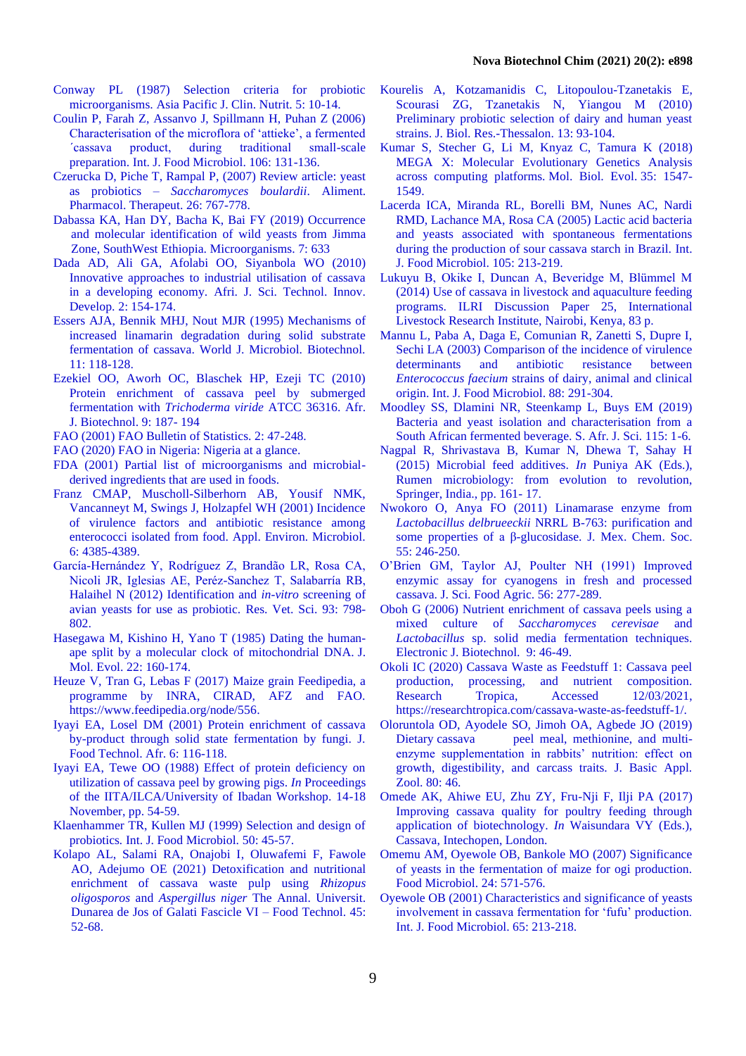Conway PL (1987) Selection criteria for probiotic microorganisms. Asia Pacific J. Clin. Nutrit. 5: 10-14.

Coulin P, Farah Z, Assanvo J, Spillmann H, Puhan Z (2006) Characterisation of the microflora of 'attieke', a fermented ´cassava product, during traditional small-scale preparation. Int. J. Food Microbiol. 106: 131-136.

Czerucka D, Piche T, Rampal P, (2007) Review article: yeast as probiotics – *Saccharomyces boulardii*. Aliment. Pharmacol. Therapeut. 26: 767-778.

Dabassa KA, Han DY, Bacha K, Bai FY (2019) Occurrence and molecular identification of wild yeasts from Jimma Zone, SouthWest Ethiopia. Microorganisms. 7: 633

Dada AD, Ali GA, Afolabi OO, Siyanbola WO (2010) Innovative approaches to industrial utilisation of cassava in a developing economy. Afri. J. Sci. Technol. Innov. Develop. 2: 154-174.

Essers AJA, Bennik MHJ, Nout MJR (1995) Mechanisms of increased linamarin degradation during solid substrate fermentation of cassava. World J. Microbiol. Biotechnol. 11: 118-128.

Ezekiel OO, Aworh OC, Blaschek HP, Ezeji TC (2010) Protein enrichment of cassava peel by submerged fermentation with *Trichoderma viride* ATCC 36316. Afr. J. Biotechnol. 9: 187- 194

FAO (2001) FAO Bulletin of Statistics. 2: 47-248.

FAO (2020) FAO in Nigeria: Nigeria at a glance.

FDA (2001) Partial list of microorganisms and microbial-derived ingredients that are used in foods.

Franz CMAP, Muscholl-Silberhorn AB, Yousif NMK, Vancanneyt M, Swings J, Holzapfel WH (2001) Incidence of virulence factors and antibiotic resistance among enterococci isolated from food. Appl. Environ. Microbiol. 6: 4385-4389.

García-Hernández Y, Rodríguez Z, Brandão LR, Rosa CA, Nicoli JR, Iglesias AE, Peréz-Sanchez T, Salabarría RB, Halaihel N (2012) Identification and *in-vitro* screening of avian yeasts for use as probiotic. Res. Vet. Sci. 93: 798-802.

Hasegawa M, Kishino H, Yano T (1985) Dating the human-ape split by a molecular clock of mitochondrial DNA. J. Mol. Evol. 22: 160-174.

Heuze V, Tran G, Lebas F (2017) Maize grain Feedipedia, a programme by INRA, CIRAD, AFZ and FAO. https://www.feedipedia.org/node/556.

Iyayi EA, Losel DM (2001) Protein enrichment of cassava by-product through solid state fermentation by fungi. J. Food Technol. Afr. 6: 116-118.

Iyayi EA, Tewe OO (1988) Effect of protein deficiency on utilization of cassava peel by growing pigs. *In* Proceedings of the IITA/ILCA/University of Ibadan Workshop. 14-18 November, pp. 54-59.

Klaenhammer TR, Kullen MJ (1999) Selection and design of probiotics. Int. J. Food Microbiol. 50: 45-57.

Kolapo AL, Salami RA, Onajobi I, Oluwafemi F, Fawole AO, Adejumo OE (2021) Detoxification and nutritional enrichment of cassava waste pulp using *Rhizopus oligosporos* and *Aspergillus niger* The Annal. Universit. Dunarea de Jos of Galati Fascicle VI – Food Technol. 45: 52-68.

Kourelis A, Kotzamanidis C, Litopoulou-Tzanetakis E, Scourasi ZG, Tzanetakis N, Yiangou M (2010) Preliminary probiotic selection of dairy and human yeast strains. J. Biol. Res.-Thessalon. 13: 93-104.

Kumar S, Stecher G, Li M, Knyaz C, Tamura K (2018) MEGA X: Molecular Evolutionary Genetics Analysis across computing platforms. Mol. Biol. Evol. 35: 1547-1549.

Lacerda ICA, Miranda RL, Borelli BM, Nunes AC, Nardi RMD, Lachance MA, Rosa CA (2005) Lactic acid bacteria and yeasts associated with spontaneous fermentations during the production of sour cassava starch in Brazil. Int. J. Food Microbiol. 105: 213-219.

Lukuyu B, Okike I, Duncan A, Beveridge M, Blümmel M (2014) Use of cassava in livestock and aquaculture feeding programs. ILRI Discussion Paper 25, International Livestock Research Institute, Nairobi, Kenya, 83 p.

Mannu L, Paba A, Daga E, Comunian R, Zanetti S, Dupre I, Sechi LA (2003) Comparison of the incidence of virulence determinants and antibiotic resistance between *Enterococcus faecium* strains of dairy, animal and clinical origin. Int. J. Food Microbiol. 88: 291-304.

Moodley SS, Dlamini NR, Steenkamp L, Buys EM (2019) Bacteria and yeast isolation and characterisation from a South African fermented beverage. S. Afr. J. Sci. 115: 1-6.

Nagpal R, Shrivastava B, Kumar N, Dhewa T, Sahay H (2015) Microbial feed additives. *In* Puniya AK (Eds.), Rumen microbiology: from evolution to revolution, Springer, India., pp. 161- 17.

Nwokoro O, Anya FO (2011) Linamarase enzyme from *Lactobacillus delbrueeckii* NRRL B-763: purification and some properties of a β-glucosidase. J. Mex. Chem. Soc. 55: 246-250.

O'Brien GM, Taylor AJ, Poulter NH (1991) Improved enzymic assay for cyanogens in fresh and processed cassava. J. Sci. Food Agric. 56: 277-289.

Oboh G (2006) Nutrient enrichment of cassava peels using a mixed culture of *Saccharomyces cerevisae* and *Lactobacillus* sp. solid media fermentation techniques. Electronic J. Biotechnol. 9: 46-49.

Okoli IC (2020) Cassava Waste as Feedstuff 1: Cassava peel production, processing, and nutrient composition. Research Tropica, Accessed 12/03/2021, https://researchtropica.com/cassava-waste-as-feedstuff-1/.

Oloruntola OD, Ayodele SO, Jimoh OA, Agbede JO (2019) Dietary cassava peel meal, methionine, and multi-enzyme supplementation in rabbits' nutrition: effect on growth, digestibility, and carcass traits. J. Basic Appl. Zool. 80: 46.

Omede AK, Ahiwe EU, Zhu ZY, Fru-Nji F, Ilji PA (2017) Improving cassava quality for poultry feeding through application of biotechnology. *In* Waisundara VY (Eds.), Cassava, Intechopen, London.

Omemu AM, Oyewole OB, Bankole MO (2007) Significance of yeasts in the fermentation of maize for ogi production. Food Microbiol. 24: 571-576.

Oyewole OB (2001) Characteristics and significance of yeasts involvement in cassava fermentation for 'fufu' production. Int. J. Food Microbiol. 65: 213-218.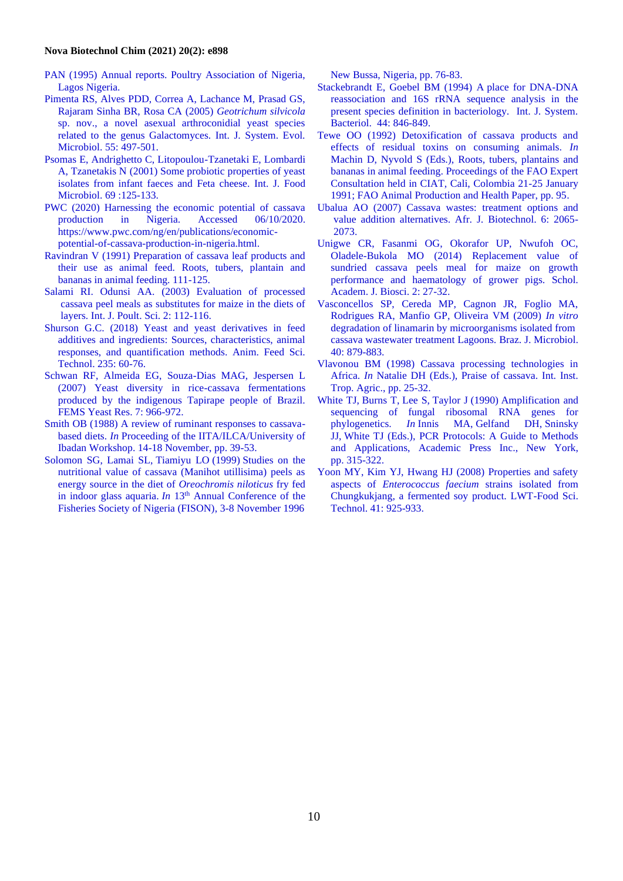PAN (1995) Annual reports. Poultry Association of Nigeria, Lagos Nigeria.

Pimenta RS, Alves PDD, Correa A, Lachance M, Prasad GS, Rajaram Sinha BR, Rosa CA (2005) *Geotrichum silvicola* sp. nov., a novel asexual arthroconidial yeast species related to the genus Galactomyces. Int. J. System. Evol. Microbiol. 55: 497-501.

Psomas E, Andrighetto C, Litopoulou-Tzanetaki E, Lombardi A, Tzanetakis N (2001) Some probiotic properties of yeast isolates from infant faeces and Feta cheese. Int. J. Food Microbiol. 69 :125-133.

PWC (2020) Harnessing the economic potential of cassava production in Nigeria. Accessed 06/10/2020. https://www.pwc.com/ng/en/publications/economic-potential-of-cassava-production-in-nigeria.html.

Ravindran V (1991) Preparation of cassava leaf products and their use as animal feed. Roots, tubers, plantain and bananas in animal feeding. 111-125.

Salami RI. Odunsi AA. (2003) Evaluation of processed cassava peel meals as substitutes for maize in the diets of layers. Int. J. Poult. Sci. 2: 112-116.

Shurson G.C. (2018) Yeast and yeast derivatives in feed additives and ingredients: Sources, characteristics, animal responses, and quantification methods. Anim. Feed Sci. Technol. 235: 60-76.

Schwan RF, Almeida EG, Souza-Dias MAG, Jespersen L (2007) Yeast diversity in rice-cassava fermentations produced by the indigenous Tapirape people of Brazil. FEMS Yeast Res. 7: 966-972.

Smith OB (1988) A review of ruminant responses to cassava-based diets. *In* Proceeding of the IITA/ILCA/University of Ibadan Workshop. 14-18 November, pp. 39-53.

Solomon SG, Lamai SL, Tiamiyu LO (1999) Studies on the nutritional value of cassava (Manihot utillisima) peels as energy source in the diet of *Oreochromis niloticus* fry fed in indoor glass aquaria. *In* 13th Annual Conference of the Fisheries Society of Nigeria (FISON), 3-8 November 1996 New Bussa, Nigeria, pp. 76-83.

Stackebrandt E, Goebel BM (1994) A place for DNA-DNA reassociation and 16S rRNA sequence analysis in the present species definition in bacteriology. Int. J. System. Bacteriol. 44: 846-849.

Tewe OO (1992) Detoxification of cassava products and effects of residual toxins on consuming animals. *In* Machin D, Nyvold S (Eds.), Roots, tubers, plantains and bananas in animal feeding. Proceedings of the FAO Expert Consultation held in CIAT, Cali, Colombia 21-25 January 1991; FAO Animal Production and Health Paper, pp. 95.

Ubalua AO (2007) Cassava wastes: treatment options and value addition alternatives. Afr. J. Biotechnol. 6: 2065-2073.

Unigwe CR, Fasanmi OG, Okorafor UP, Nwufoh OC, Oladele-Bukola MO (2014) Replacement value of sundried cassava peels meal for maize on growth performance and haematology of grower pigs. Schol. Academ. J. Biosci. 2: 27-32.

Vasconcellos SP, Cereda MP, Cagnon JR, Foglio MA, Rodrigues RA, Manfio GP, Oliveira VM (2009) *In vitro* degradation of linamarin by microorganisms isolated from cassava wastewater treatment Lagoons. Braz. J. Microbiol. 40: 879-883.

Vlavonou BM (1998) Cassava processing technologies in Africa. *In* Natalie DH (Eds.), Praise of cassava. Int. Inst. Trop. Agric., pp. 25-32.

White TJ, Burns T, Lee S, Taylor J (1990) Amplification and sequencing of fungal ribosomal RNA genes for phylogenetics. *In* Innis MA, Gelfand DH, Sninsky JJ, White TJ (Eds.), PCR Protocols: A Guide to Methods and Applications, Academic Press Inc., New York, pp. 315-322.

Yoon MY, Kim YJ, Hwang HJ (2008) Properties and safety aspects of *Enterococcus faecium* strains isolated from Chungkukjang, a fermented soy product. LWT-Food Sci. Technol. 41: 925-933.